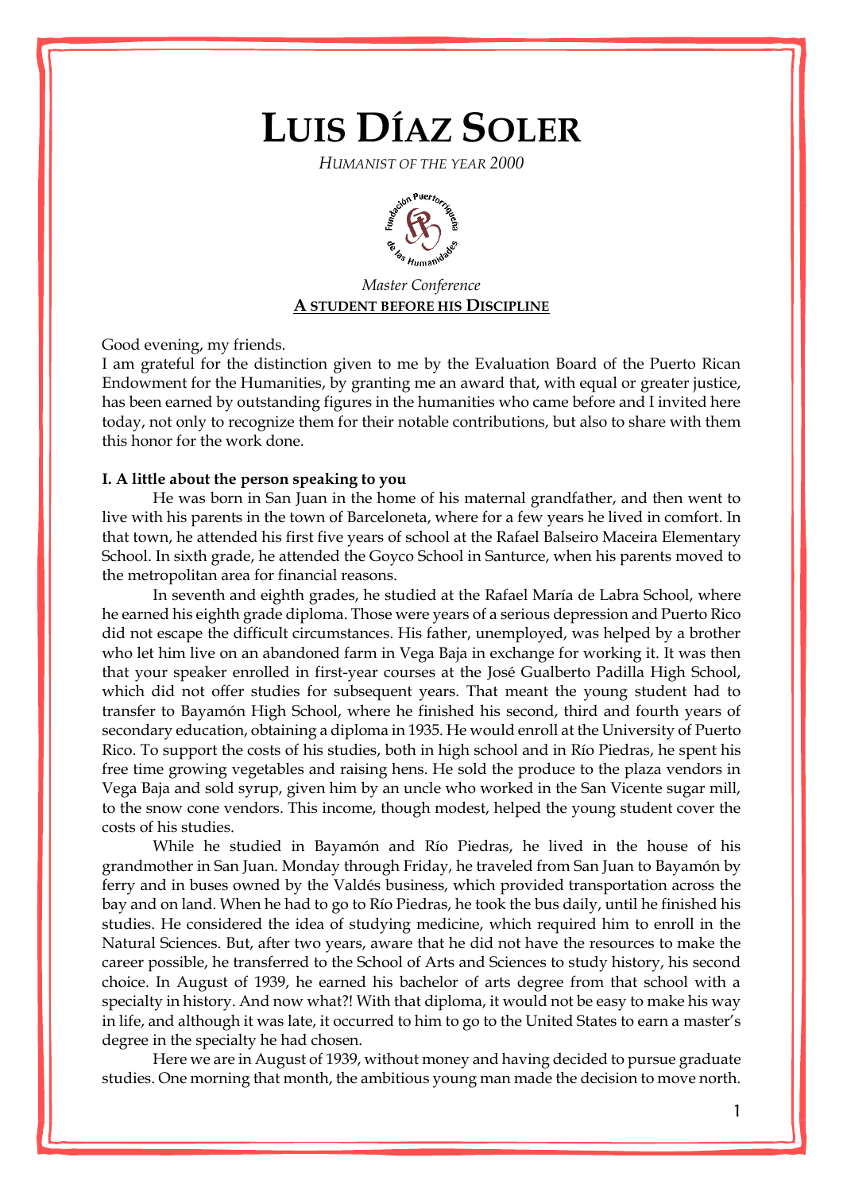# LUIS DÍAZ SOLER

*HUMANIST OF THE YEAR 2000*

*Master Conference*

**A STUDENT BEFORE HIS DISCIPLINE**

Good evening, my friends.

I am grateful for the distinction given to me by the Evaluation Board of the Puerto Rican Endowment for the Humanities, by granting me an award that, with equal or greater justice, has been earned by outstanding figures in the humanities who came before and I invited here today, not only to recognize them for their notable contributions, but also to share with them this honor for the work done.

**I. A little about the person speaking to you**

He was born in San Juan in the home of his maternal grandfather, and then went to live with his parents in the town of Barceloneta, where for a few years he lived in comfort. In that town, he attended his first five years of school at the Rafael Balseiro Maceira Elementary School. In sixth grade, he attended the Goyco School in Santurce, when his parents moved to the metropolitan area for financial reasons.

In seventh and eighth grades, he studied at the Rafael María de Labra School, where he earned his eighth grade diploma. Those were years of a serious depression and Puerto Rico did not escape the difficult circumstances. His father, unemployed, was helped by a brother who let him live on an abandoned farm in Vega Baja in exchange for working it. It was then that your speaker enrolled in first-year courses at the José Gualberto Padilla High School, which did not offer studies for subsequent years. That meant the young student had to transfer to Bayamón High School, where he finished his second, third and fourth years of secondary education, obtaining a diploma in 1935. He would enroll at the University of Puerto Rico. To support the costs of his studies, both in high school and in Río Piedras, he spent his free time growing vegetables and raising hens. He sold the produce to the plaza vendors in Vega Baja and sold syrup, given him by an uncle who worked in the San Vicente sugar mill, to the snow cone vendors. This income, though modest, helped the young student cover the costs of his studies.

While he studied in Bayamón and Río Piedras, he lived in the house of his grandmother in San Juan. Monday through Friday, he traveled from San Juan to Bayamón by ferry and in buses owned by the Valdés business, which provided transportation across the bay and on land. When he had to go to Río Piedras, he took the bus daily, until he finished his studies. He considered the idea of studying medicine, which required him to enroll in the Natural Sciences. But, after two years, aware that he did not have the resources to make the career possible, he transferred to the School of Arts and Sciences to study history, his second choice. In August of 1939, he earned his bachelor of arts degree from that school with a specialty in history. And now what?! With that diploma, it would not be easy to make his way in life, and although it was late, it occurred to him to go to the United States to earn a master's degree in the specialty he had chosen.

Here we are in August of 1939, without money and having decided to pursue graduate studies. One morning that month, the ambitious young man made the decision to move north.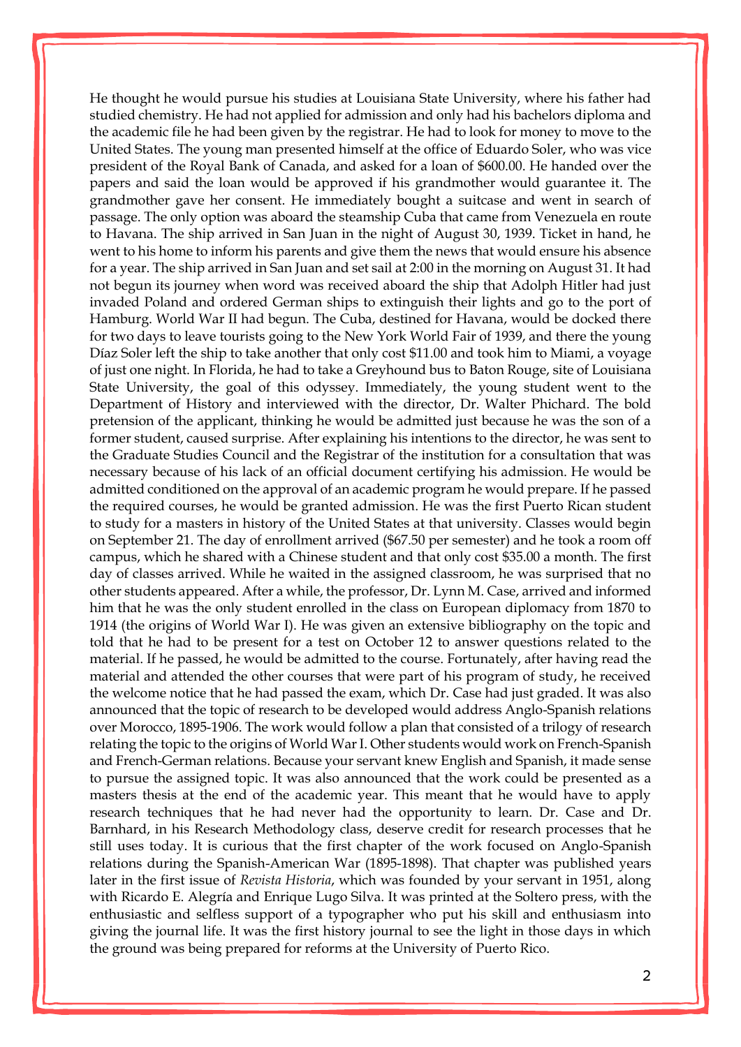He thought he would pursue his studies at Louisiana State University, where his father had studied chemistry. He had not applied for admission and only had his bachelors diploma and the academic file he had been given by the registrar. He had to look for money to move to the United States. The young man presented himself at the office of Eduardo Soler, who was vice president of the Royal Bank of Canada, and asked for a loan of $600.00. He handed over the papers and said the loan would be approved if his grandmother would guarantee it. The grandmother gave her consent. He immediately bought a suitcase and went in search of passage. The only option was aboard the steamship Cuba that came from Venezuela en route to Havana. The ship arrived in San Juan in the night of August 30, 1939. Ticket in hand, he went to his home to inform his parents and give them the news that would ensure his absence for a year. The ship arrived in San Juan and set sail at 2:00 in the morning on August 31. It had not begun its journey when word was received aboard the ship that Adolph Hitler had just invaded Poland and ordered German ships to extinguish their lights and go to the port of Hamburg. World War II had begun. The Cuba, destined for Havana, would be docked there for two days to leave tourists going to the New York World Fair of 1939, and there the young Díaz Soler left the ship to take another that only cost $11.00 and took him to Miami, a voyage of just one night. In Florida, he had to take a Greyhound bus to Baton Rouge, site of Louisiana State University, the goal of this odyssey. Immediately, the young student went to the Department of History and interviewed with the director, Dr. Walter Phichard. The bold pretension of the applicant, thinking he would be admitted just because he was the son of a former student, caused surprise. After explaining his intentions to the director, he was sent to the Graduate Studies Council and the Registrar of the institution for a consultation that was necessary because of his lack of an official document certifying his admission. He would be admitted conditioned on the approval of an academic program he would prepare. If he passed the required courses, he would be granted admission. He was the first Puerto Rican student to study for a masters in history of the United States at that university. Classes would begin on September 21. The day of enrollment arrived ($67.50 per semester) and he took a room off campus, which he shared with a Chinese student and that only cost $35.00 a month. The first day of classes arrived. While he waited in the assigned classroom, he was surprised that no other students appeared. After a while, the professor, Dr. Lynn M. Case, arrived and informed him that he was the only student enrolled in the class on European diplomacy from 1870 to 1914 (the origins of World War I). He was given an extensive bibliography on the topic and told that he had to be present for a test on October 12 to answer questions related to the material. If he passed, he would be admitted to the course. Fortunately, after having read the material and attended the other courses that were part of his program of study, he received the welcome notice that he had passed the exam, which Dr. Case had just graded. It was also announced that the topic of research to be developed would address Anglo-Spanish relations over Morocco, 1895-1906. The work would follow a plan that consisted of a trilogy of research relating the topic to the origins of World War I. Other students would work on French-Spanish and French-German relations. Because your servant knew English and Spanish, it made sense to pursue the assigned topic. It was also announced that the work could be presented as a masters thesis at the end of the academic year. This meant that he would have to apply research techniques that he had never had the opportunity to learn. Dr. Case and Dr. Barnhard, in his Research Methodology class, deserve credit for research processes that he still uses today. It is curious that the first chapter of the work focused on Anglo-Spanish relations during the Spanish-American War (1895-1898). That chapter was published years later in the first issue of *Revista Historia*, which was founded by your servant in 1951, along with Ricardo E. Alegría and Enrique Lugo Silva. It was printed at the Soltero press, with the enthusiastic and selfless support of a typographer who put his skill and enthusiasm into giving the journal life. It was the first history journal to see the light in those days in which the ground was being prepared for reforms at the University of Puerto Rico.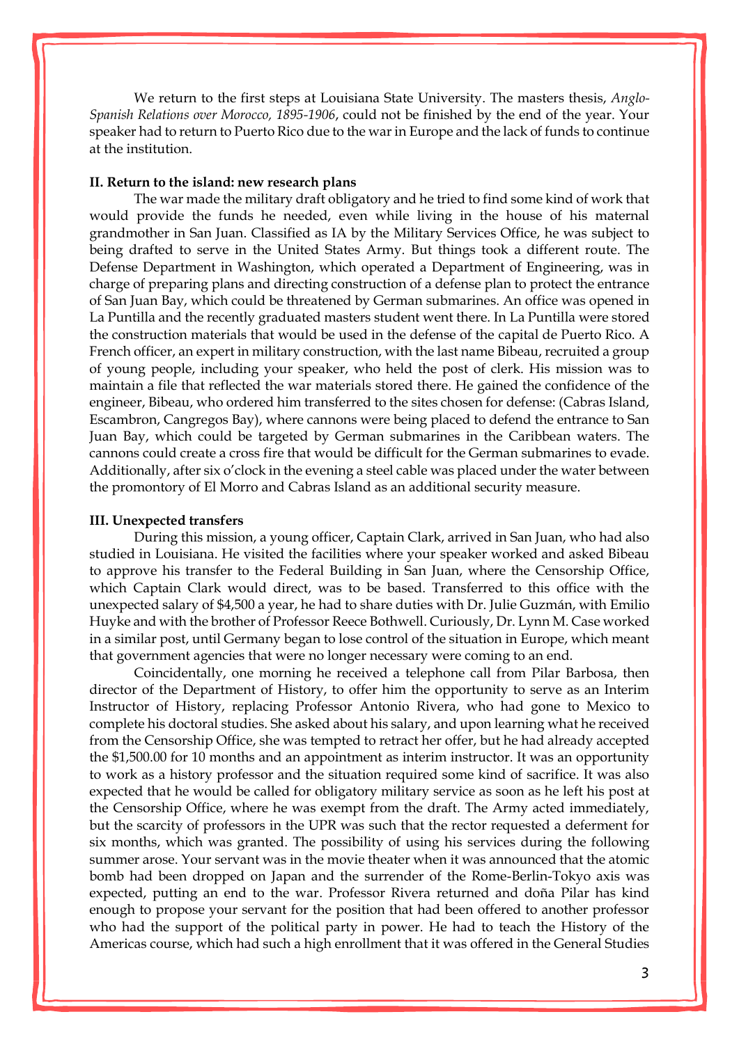We return to the first steps at Louisiana State University. The masters thesis, *Anglo-Spanish Relations over Morocco, 1895-1906*, could not be finished by the end of the year. Your speaker had to return to Puerto Rico due to the war in Europe and the lack of funds to continue at the institution.

**II. Return to the island: new research plans**

The war made the military draft obligatory and he tried to find some kind of work that would provide the funds he needed, even while living in the house of his maternal grandmother in San Juan. Classified as IA by the Military Services Office, he was subject to being drafted to serve in the United States Army. But things took a different route. The Defense Department in Washington, which operated a Department of Engineering, was in charge of preparing plans and directing construction of a defense plan to protect the entrance of San Juan Bay, which could be threatened by German submarines. An office was opened in La Puntilla and the recently graduated masters student went there. In La Puntilla were stored the construction materials that would be used in the defense of the capital de Puerto Rico. A French officer, an expert in military construction, with the last name Bibeau, recruited a group of young people, including your speaker, who held the post of clerk. His mission was to maintain a file that reflected the war materials stored there. He gained the confidence of the engineer, Bibeau, who ordered him transferred to the sites chosen for defense: (Cabras Island, Escambron, Cangregos Bay), where cannons were being placed to defend the entrance to San Juan Bay, which could be targeted by German submarines in the Caribbean waters. The cannons could create a cross fire that would be difficult for the German submarines to evade. Additionally, after six o'clock in the evening a steel cable was placed under the water between the promontory of El Morro and Cabras Island as an additional security measure.

**III. Unexpected transfers**

During this mission, a young officer, Captain Clark, arrived in San Juan, who had also studied in Louisiana. He visited the facilities where your speaker worked and asked Bibeau to approve his transfer to the Federal Building in San Juan, where the Censorship Office, which Captain Clark would direct, was to be based. Transferred to this office with the unexpected salary of $4,500 a year, he had to share duties with Dr. Julie Guzmán, with Emilio Huyke and with the brother of Professor Reece Bothwell. Curiously, Dr. Lynn M. Case worked in a similar post, until Germany began to lose control of the situation in Europe, which meant that government agencies that were no longer necessary were coming to an end.

Coincidentally, one morning he received a telephone call from Pilar Barbosa, then director of the Department of History, to offer him the opportunity to serve as an Interim Instructor of History, replacing Professor Antonio Rivera, who had gone to Mexico to complete his doctoral studies. She asked about his salary, and upon learning what he received from the Censorship Office, she was tempted to retract her offer, but he had already accepted the $1,500.00 for 10 months and an appointment as interim instructor. It was an opportunity to work as a history professor and the situation required some kind of sacrifice. It was also expected that he would be called for obligatory military service as soon as he left his post at the Censorship Office, where he was exempt from the draft. The Army acted immediately, but the scarcity of professors in the UPR was such that the rector requested a deferment for six months, which was granted. The possibility of using his services during the following summer arose. Your servant was in the movie theater when it was announced that the atomic bomb had been dropped on Japan and the surrender of the Rome-Berlin-Tokyo axis was expected, putting an end to the war. Professor Rivera returned and doña Pilar has kind enough to propose your servant for the position that had been offered to another professor who had the support of the political party in power. He had to teach the History of the Americas course, which had such a high enrollment that it was offered in the General Studies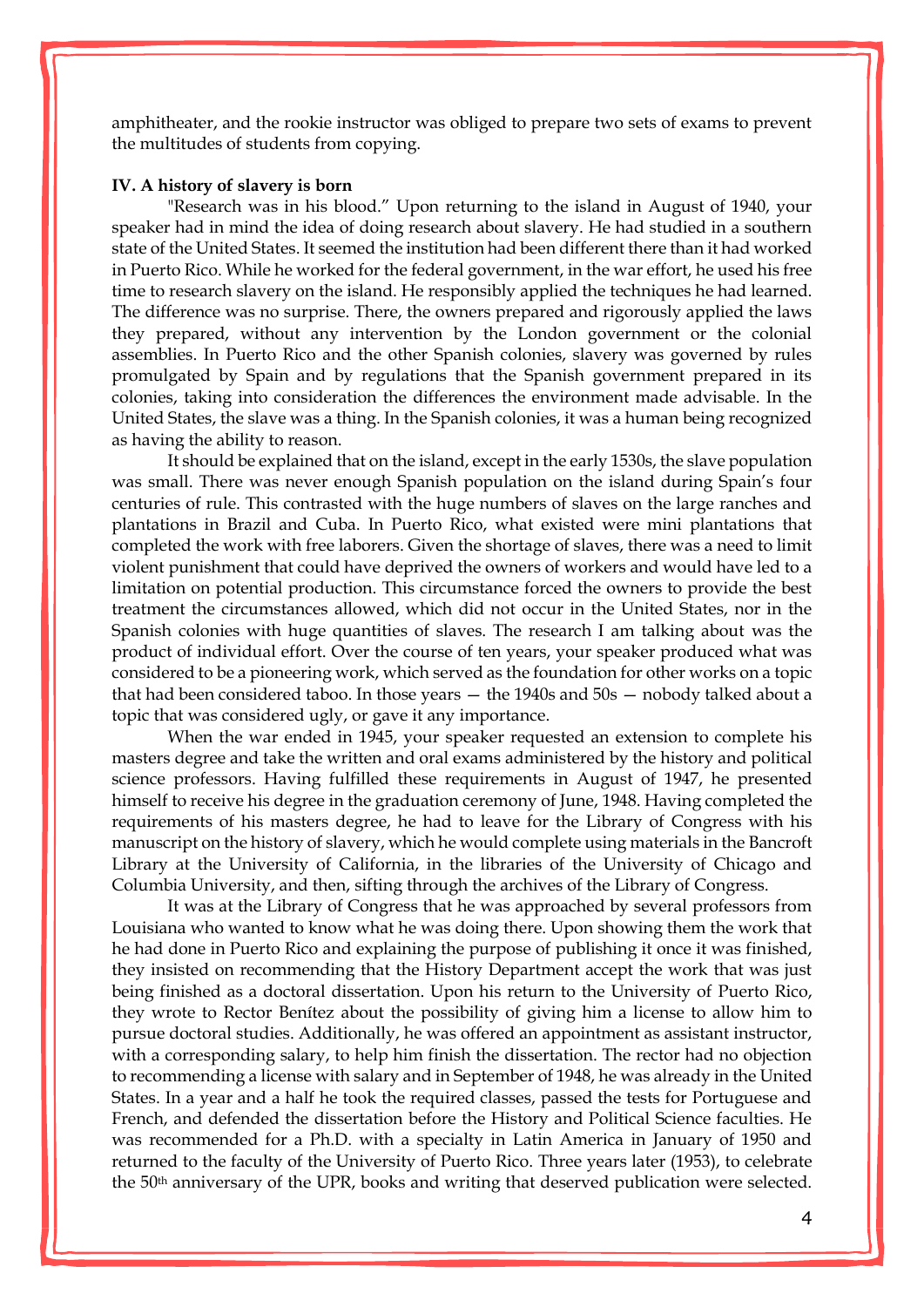amphitheater, and the rookie instructor was obliged to prepare two sets of exams to prevent the multitudes of students from copying.

**IV. A history of slavery is born**

"Research was in his blood." Upon returning to the island in August of 1940, your speaker had in mind the idea of doing research about slavery. He had studied in a southern state of the United States. It seemed the institution had been different there than it had worked in Puerto Rico. While he worked for the federal government, in the war effort, he used his free time to research slavery on the island. He responsibly applied the techniques he had learned. The difference was no surprise. There, the owners prepared and rigorously applied the laws they prepared, without any intervention by the London government or the colonial assemblies. In Puerto Rico and the other Spanish colonies, slavery was governed by rules promulgated by Spain and by regulations that the Spanish government prepared in its colonies, taking into consideration the differences the environment made advisable. In the United States, the slave was a thing. In the Spanish colonies, it was a human being recognized as having the ability to reason.

It should be explained that on the island, except in the early 1530s, the slave population was small. There was never enough Spanish population on the island during Spain's four centuries of rule. This contrasted with the huge numbers of slaves on the large ranches and plantations in Brazil and Cuba. In Puerto Rico, what existed were mini plantations that completed the work with free laborers. Given the shortage of slaves, there was a need to limit violent punishment that could have deprived the owners of workers and would have led to a limitation on potential production. This circumstance forced the owners to provide the best treatment the circumstances allowed, which did not occur in the United States, nor in the Spanish colonies with huge quantities of slaves. The research I am talking about was the product of individual effort. Over the course of ten years, your speaker produced what was considered to be a pioneering work, which served as the foundation for other works on a topic that had been considered taboo. In those years — the 1940s and 50s — nobody talked about a topic that was considered ugly, or gave it any importance.

When the war ended in 1945, your speaker requested an extension to complete his masters degree and take the written and oral exams administered by the history and political science professors. Having fulfilled these requirements in August of 1947, he presented himself to receive his degree in the graduation ceremony of June, 1948. Having completed the requirements of his masters degree, he had to leave for the Library of Congress with his manuscript on the history of slavery, which he would complete using materials in the Bancroft Library at the University of California, in the libraries of the University of Chicago and Columbia University, and then, sifting through the archives of the Library of Congress.

It was at the Library of Congress that he was approached by several professors from Louisiana who wanted to know what he was doing there. Upon showing them the work that he had done in Puerto Rico and explaining the purpose of publishing it once it was finished, they insisted on recommending that the History Department accept the work that was just being finished as a doctoral dissertation. Upon his return to the University of Puerto Rico, they wrote to Rector Benítez about the possibility of giving him a license to allow him to pursue doctoral studies. Additionally, he was offered an appointment as assistant instructor, with a corresponding salary, to help him finish the dissertation. The rector had no objection to recommending a license with salary and in September of 1948, he was already in the United States. In a year and a half he took the required classes, passed the tests for Portuguese and French, and defended the dissertation before the History and Political Science faculties. He was recommended for a Ph.D. with a specialty in Latin America in January of 1950 and returned to the faculty of the University of Puerto Rico. Three years later (1953), to celebrate the 50th anniversary of the UPR, books and writing that deserved publication were selected.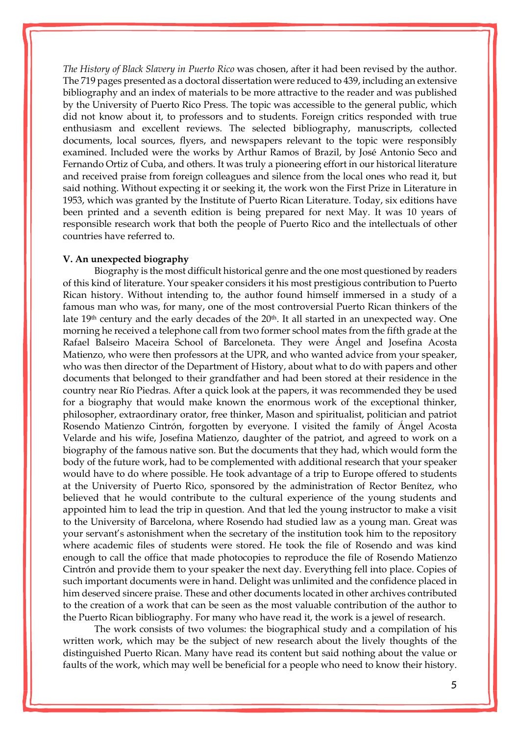*The History of Black Slavery in Puerto Rico* was chosen, after it had been revised by the author. The 719 pages presented as a doctoral dissertation were reduced to 439, including an extensive bibliography and an index of materials to be more attractive to the reader and was published by the University of Puerto Rico Press. The topic was accessible to the general public, which did not know about it, to professors and to students. Foreign critics responded with true enthusiasm and excellent reviews. The selected bibliography, manuscripts, collected documents, local sources, flyers, and newspapers relevant to the topic were responsibly examined. Included were the works by Arthur Ramos of Brazil, by José Antonio Seco and Fernando Ortiz of Cuba, and others. It was truly a pioneering effort in our historical literature and received praise from foreign colleagues and silence from the local ones who read it, but said nothing. Without expecting it or seeking it, the work won the First Prize in Literature in 1953, which was granted by the Institute of Puerto Rican Literature. Today, six editions have been printed and a seventh edition is being prepared for next May. It was 10 years of responsible research work that both the people of Puerto Rico and the intellectuals of other countries have referred to.

**V. An unexpected biography**

Biography is the most difficult historical genre and the one most questioned by readers of this kind of literature. Your speaker considers it his most prestigious contribution to Puerto Rican history. Without intending to, the author found himself immersed in a study of a famous man who was, for many, one of the most controversial Puerto Rican thinkers of the late 19th century and the early decades of the 20th. It all started in an unexpected way. One morning he received a telephone call from two former school mates from the fifth grade at the Rafael Balseiro Maceira School of Barceloneta. They were Ángel and Josefina Acosta Matienzo, who were then professors at the UPR, and who wanted advice from your speaker, who was then director of the Department of History, about what to do with papers and other documents that belonged to their grandfather and had been stored at their residence in the country near Río Piedras. After a quick look at the papers, it was recommended they be used for a biography that would make known the enormous work of the exceptional thinker, philosopher, extraordinary orator, free thinker, Mason and spiritualist, politician and patriot Rosendo Matienzo Cintrón, forgotten by everyone. I visited the family of Ángel Acosta Velarde and his wife, Josefina Matienzo, daughter of the patriot, and agreed to work on a biography of the famous native son. But the documents that they had, which would form the body of the future work, had to be complemented with additional research that your speaker would have to do where possible. He took advantage of a trip to Europe offered to students at the University of Puerto Rico, sponsored by the administration of Rector Benítez, who believed that he would contribute to the cultural experience of the young students and appointed him to lead the trip in question. And that led the young instructor to make a visit to the University of Barcelona, where Rosendo had studied law as a young man. Great was your servant's astonishment when the secretary of the institution took him to the repository where academic files of students were stored. He took the file of Rosendo and was kind enough to call the office that made photocopies to reproduce the file of Rosendo Matienzo Cintrón and provide them to your speaker the next day. Everything fell into place. Copies of such important documents were in hand. Delight was unlimited and the confidence placed in him deserved sincere praise. These and other documents located in other archives contributed to the creation of a work that can be seen as the most valuable contribution of the author to the Puerto Rican bibliography. For many who have read it, the work is a jewel of research.

The work consists of two volumes: the biographical study and a compilation of his written work, which may be the subject of new research about the lively thoughts of the distinguished Puerto Rican. Many have read its content but said nothing about the value or faults of the work, which may well be beneficial for a people who need to know their history.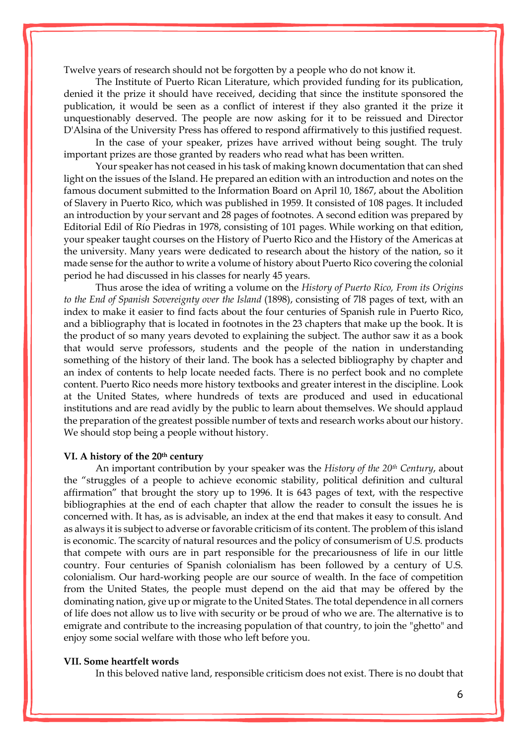Twelve years of research should not be forgotten by a people who do not know it.

The Institute of Puerto Rican Literature, which provided funding for its publication, denied it the prize it should have received, deciding that since the institute sponsored the publication, it would be seen as a conflict of interest if they also granted it the prize it unquestionably deserved. The people are now asking for it to be reissued and Director D'Alsina of the University Press has offered to respond affirmatively to this justified request.

In the case of your speaker, prizes have arrived without being sought. The truly important prizes are those granted by readers who read what has been written.

Your speaker has not ceased in his task of making known documentation that can shed light on the issues of the Island. He prepared an edition with an introduction and notes on the famous document submitted to the Information Board on April 10, 1867, about the Abolition of Slavery in Puerto Rico, which was published in 1959. It consisted of 108 pages. It included an introduction by your servant and 28 pages of footnotes. A second edition was prepared by Editorial Edil of Río Piedras in 1978, consisting of 101 pages. While working on that edition, your speaker taught courses on the History of Puerto Rico and the History of the Americas at the university. Many years were dedicated to research about the history of the nation, so it made sense for the author to write a volume of history about Puerto Rico covering the colonial period he had discussed in his classes for nearly 45 years.

Thus arose the idea of writing a volume on the *History of Puerto Rico, From its Origins to the End of Spanish Sovereignty over the Island* (1898), consisting of 7l8 pages of text, with an index to make it easier to find facts about the four centuries of Spanish rule in Puerto Rico, and a bibliography that is located in footnotes in the 23 chapters that make up the book. It is the product of so many years devoted to explaining the subject. The author saw it as a book that would serve professors, students and the people of the nation in understanding something of the history of their land. The book has a selected bibliography by chapter and an index of contents to help locate needed facts. There is no perfect book and no complete content. Puerto Rico needs more history textbooks and greater interest in the discipline. Look at the United States, where hundreds of texts are produced and used in educational institutions and are read avidly by the public to learn about themselves. We should applaud the preparation of the greatest possible number of texts and research works about our history. We should stop being a people without history.

### VI. A history of the 20th century

An important contribution by your speaker was the *History of the 20th Century*, about the "struggles of a people to achieve economic stability, political definition and cultural affirmation" that brought the story up to 1996. It is 643 pages of text, with the respective bibliographies at the end of each chapter that allow the reader to consult the issues he is concerned with. It has, as is advisable, an index at the end that makes it easy to consult. And as always it is subject to adverse or favorable criticism of its content. The problem of this island is economic. The scarcity of natural resources and the policy of consumerism of U.S. products that compete with ours are in part responsible for the precariousness of life in our little country. Four centuries of Spanish colonialism has been followed by a century of U.S. colonialism. Our hard-working people are our source of wealth. In the face of competition from the United States, the people must depend on the aid that may be offered by the dominating nation, give up or migrate to the United States. The total dependence in all corners of life does not allow us to live with security or be proud of who we are. The alternative is to emigrate and contribute to the increasing population of that country, to join the "ghetto" and enjoy some social welfare with those who left before you.

### VII. Some heartfelt words

In this beloved native land, responsible criticism does not exist. There is no doubt that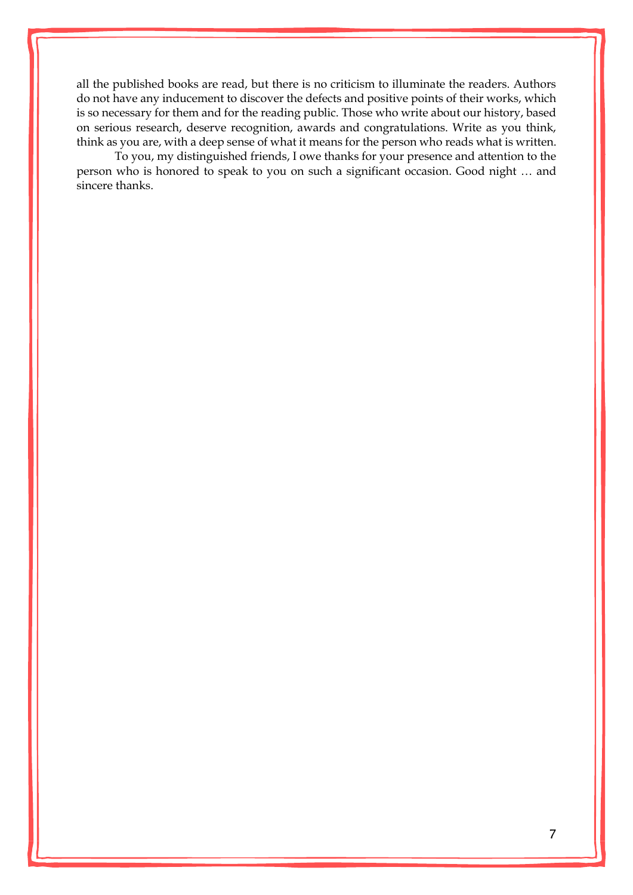all the published books are read, but there is no criticism to illuminate the readers. Authors do not have any inducement to discover the defects and positive points of their works, which is so necessary for them and for the reading public. Those who write about our history, based on serious research, deserve recognition, awards and congratulations. Write as you think, think as you are, with a deep sense of what it means for the person who reads what is written.

To you, my distinguished friends, I owe thanks for your presence and attention to the person who is honored to speak to you on such a significant occasion. Good night … and sincere thanks.